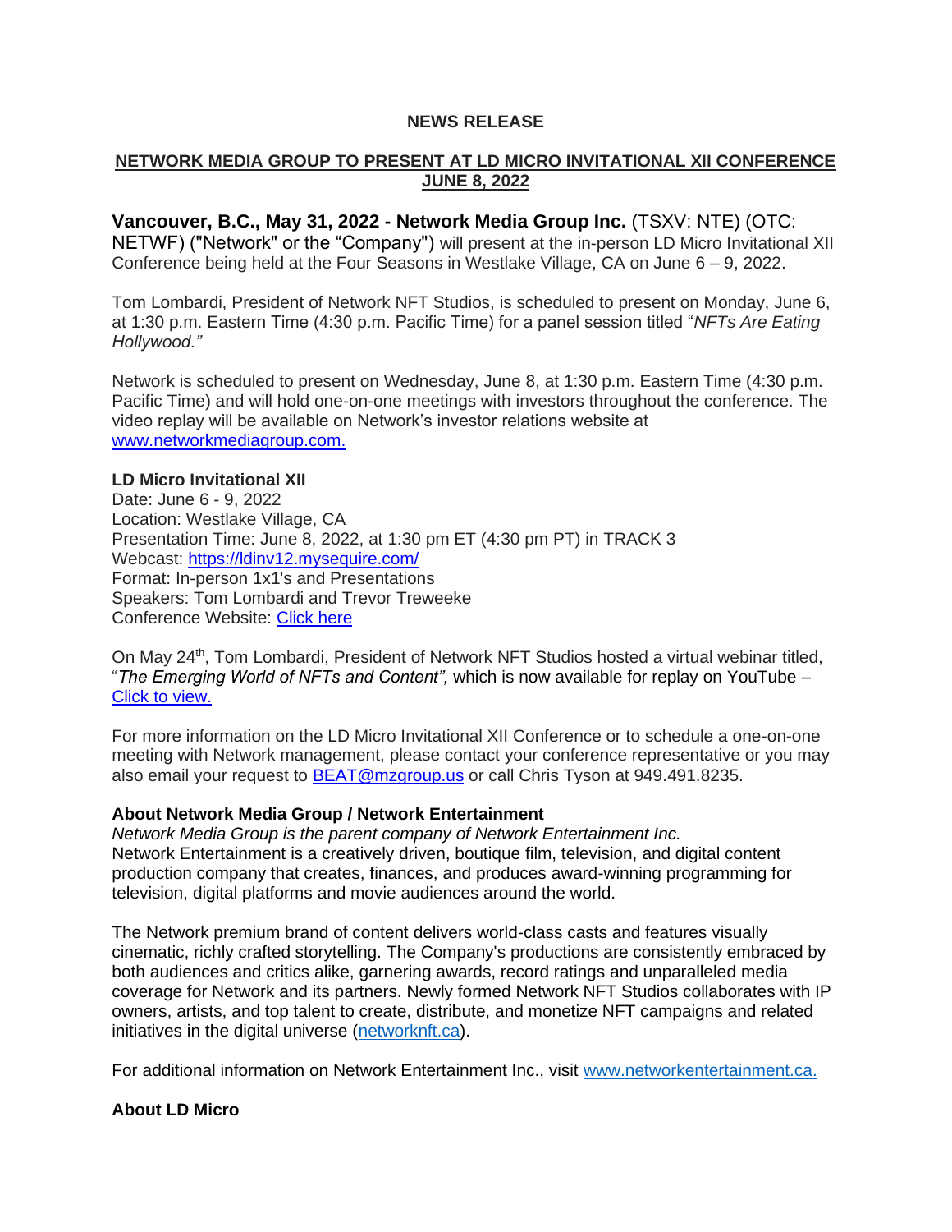**NEWS RELEASE**

**NETWORK MEDIA GROUP TO PRESENT AT LD MICRO INVITATIONAL XII CONFERENCE JUNE 8, 2022**

**Vancouver, B.C., May 31, 2022 - Network Media Group Inc.** (TSXV: NTE) (OTC: NETWF) ("Network" or the "Company") will present at the in-person LD Micro Invitational XII Conference being held at the Four Seasons in Westlake Village, CA on June 6 – 9, 2022.

Tom Lombardi, President of Network NFT Studios, is scheduled to present on Monday, June 6, at 1:30 p.m. Eastern Time (4:30 p.m. Pacific Time) for a panel session titled "*NFTs Are Eating Hollywood."*

Network is scheduled to present on Wednesday, June 8, at 1:30 p.m. Eastern Time (4:30 p.m. Pacific Time) and will hold one-on-one meetings with investors throughout the conference. The video replay will be available on Network's investor relations website at [www.networkmediagroup.com.](www.networkmediagroup.com)

**LD Micro Invitational XII**
Date: June 6 - 9, 2022
Location: Westlake Village, CA
Presentation Time: June 8, 2022, at 1:30 pm ET (4:30 pm PT) in TRACK 3
Webcast: [https://ldinv12.mysequire.com/](https://ldinv12.mysequire.com/)
Format: In-person 1x1's and Presentations
Speakers: Tom Lombardi and Trevor Treweeke
Conference Website: Click here

On May 24th, Tom Lombardi, President of Network NFT Studios hosted a virtual webinar titled, "*The Emerging World of NFTs and Content",* which is now available for replay on YouTube – Click to view.

For more information on the LD Micro Invitational XII Conference or to schedule a one-on-one meeting with Network management, please contact your conference representative or you may also email your request to BEAT@mzgroup.us or call Chris Tyson at 949.491.8235.

**About Network Media Group / Network Entertainment**
*Network Media Group is the parent company of Network Entertainment Inc.*
Network Entertainment is a creatively driven, boutique film, television, and digital content production company that creates, finances, and produces award-winning programming for television, digital platforms and movie audiences around the world.

The Network premium brand of content delivers world-class casts and features visually cinematic, richly crafted storytelling. The Company's productions are consistently embraced by both audiences and critics alike, garnering awards, record ratings and unparalleled media coverage for Network and its partners. Newly formed Network NFT Studios collaborates with IP owners, artists, and top talent to create, distribute, and monetize NFT campaigns and related initiatives in the digital universe (networknft.ca).

For additional information on Network Entertainment Inc., visit www.networkentertainment.ca.

**About LD Micro**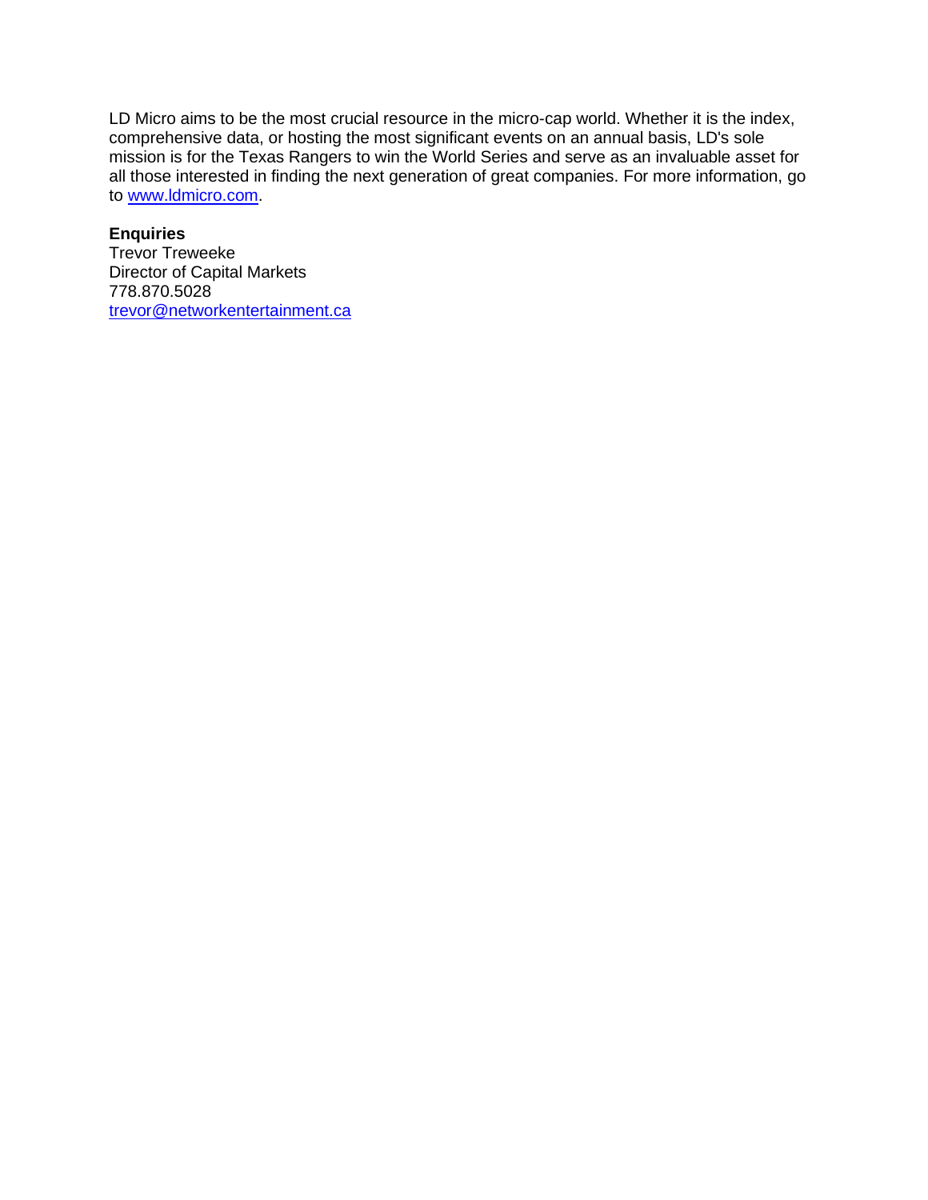LD Micro aims to be the most crucial resource in the micro-cap world. Whether it is the index, comprehensive data, or hosting the most significant events on an annual basis, LD's sole mission is for the Texas Rangers to win the World Series and serve as an invaluable asset for all those interested in finding the next generation of great companies. For more information, go to www.ldmicro.com.

**Enquiries**
Trevor Treweeke
Director of Capital Markets
778.870.5028
trevor@networkentertainment.ca